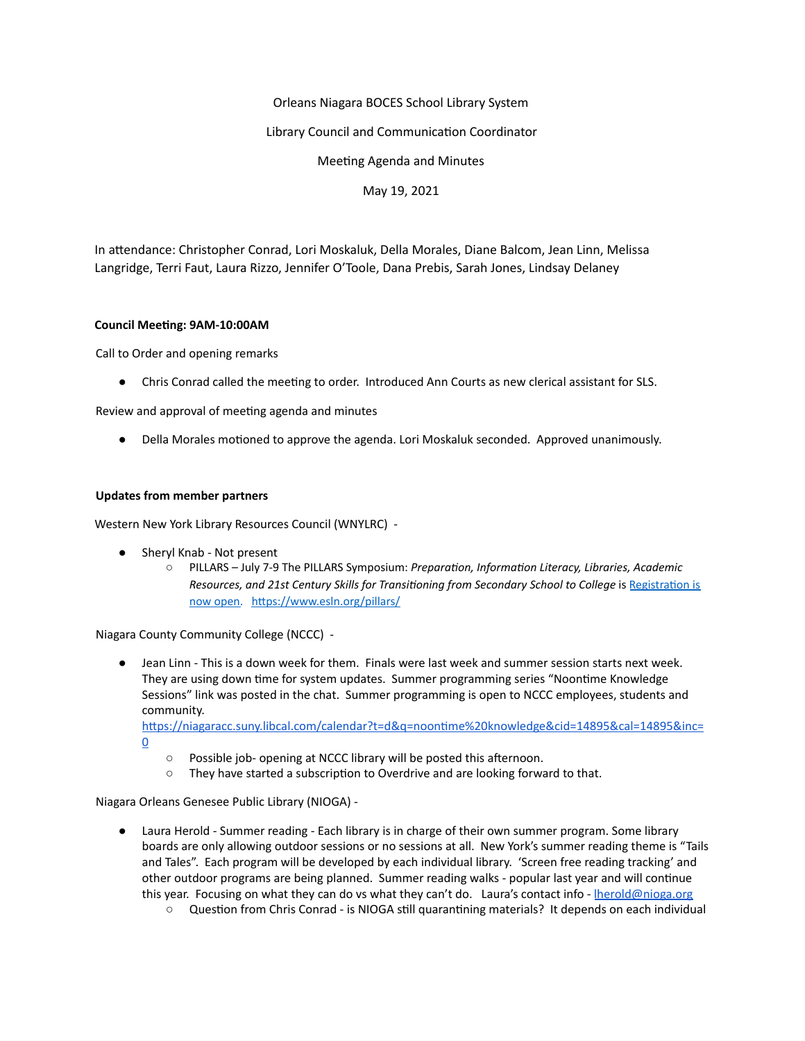Orleans Niagara BOCES School Library System

Library Council and Communication Coordinator

Meeting Agenda and Minutes

May 19, 2021

In attendance: Christopher Conrad, Lori Moskaluk, Della Morales, Diane Balcom, Jean Linn, Melissa Langridge, Terri Faut, Laura Rizzo, Jennifer O'Toole, Dana Prebis, Sarah Jones, Lindsay Delaney

**Council Meeting: 9AM-10:00AM**

Call to Order and opening remarks

- Chris Conrad called the meeting to order. Introduced Ann Courts as new clerical assistant for SLS.

Review and approval of meeting agenda and minutes

- Della Morales motioned to approve the agenda. Lori Moskaluk seconded. Approved unanimously.

**Updates from member partners**

Western New York Library Resources Council (WNYLRC) -

- Sheryl Knab - Not present
  - PILLARS – July 7-9 The PILLARS Symposium: *Preparation, Information Literacy, Libraries, Academic Resources, and 21st Century Skills for Transitioning from Secondary School to College* is [Registration is now open](https://www.esln.org/pillars/). https://www.esln.org/pillars/

Niagara County Community College (NCCC) -

- Jean Linn - This is a down week for them. Finals were last week and summer session starts next week. They are using down time for system updates. Summer programming series "Noontime Knowledge Sessions" link was posted in the chat. Summer programming is open to NCCC employees, students and community. https://niagaracc.suny.libcal.com/calendar?t=d&q=noontime%20knowledge&cid=14895&cal=14895&inc=0
  - Possible job- opening at NCCC library will be posted this afternoon.
  - They have started a subscription to Overdrive and are looking forward to that.

Niagara Orleans Genesee Public Library (NIOGA) -

- Laura Herold - Summer reading - Each library is in charge of their own summer program. Some library boards are only allowing outdoor sessions or no sessions at all. New York's summer reading theme is "Tails and Tales". Each program will be developed by each individual library. 'Screen free reading tracking' and other outdoor programs are being planned. Summer reading walks - popular last year and will continue this year. Focusing on what they can do vs what they can't do. Laura's contact info - lherold@nioga.org
  - Question from Chris Conrad - is NIOGA still quarantining materials? It depends on each individual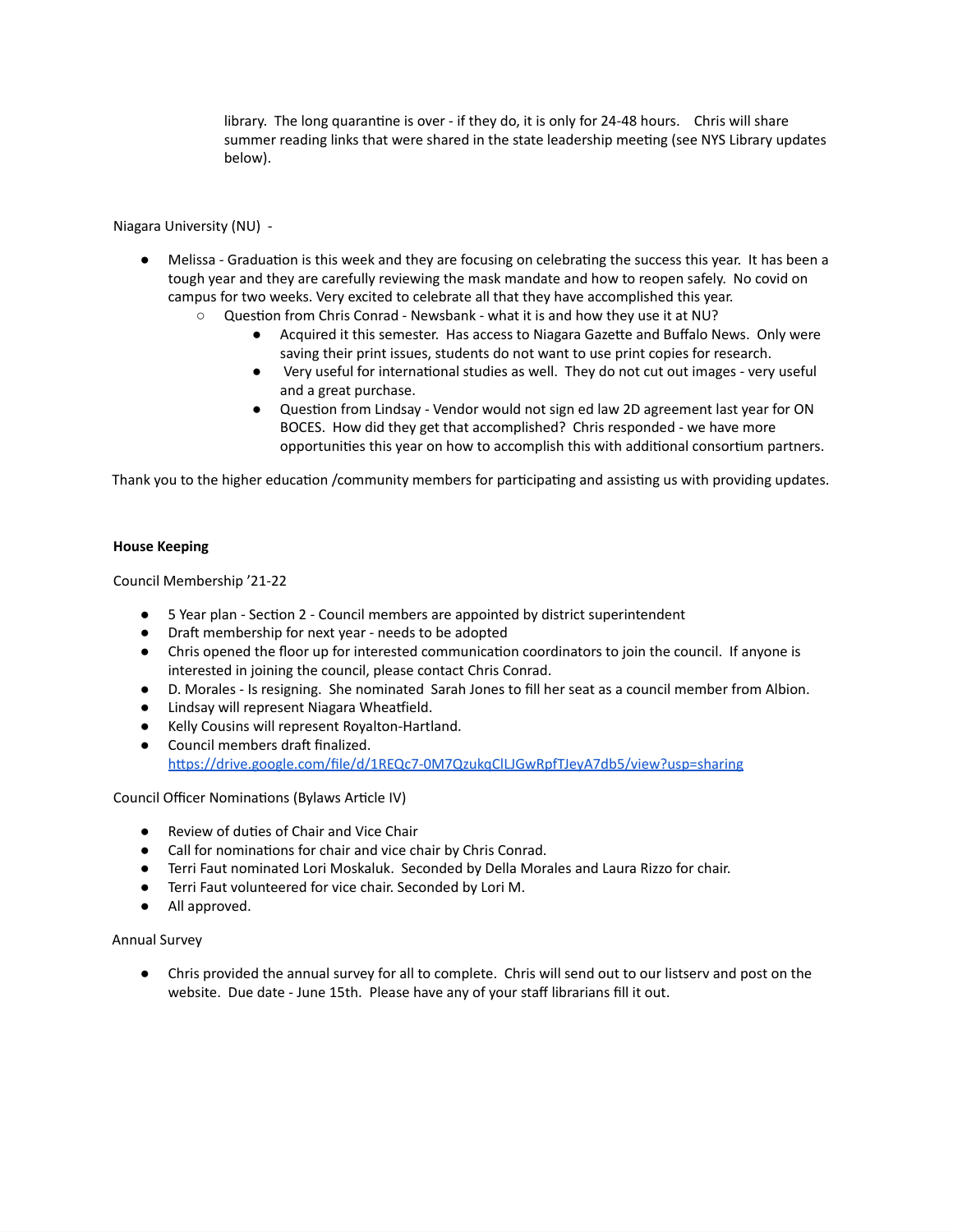library. The long quarantine is over - if they do, it is only for 24-48 hours. Chris will share summer reading links that were shared in the state leadership meeting (see NYS Library updates below).

Niagara University (NU) -

- Melissa - Graduation is this week and they are focusing on celebrating the success this year. It has been a tough year and they are carefully reviewing the mask mandate and how to reopen safely. No covid on campus for two weeks. Very excited to celebrate all that they have accomplished this year.
    - Question from Chris Conrad - Newsbank - what it is and how they use it at NU?
        - Acquired it this semester. Has access to Niagara Gazette and Buffalo News. Only were saving their print issues, students do not want to use print copies for research.
        - Very useful for international studies as well. They do not cut out images - very useful and a great purchase.
        - Question from Lindsay - Vendor would not sign ed law 2D agreement last year for ON BOCES. How did they get that accomplished? Chris responded - we have more opportunities this year on how to accomplish this with additional consortium partners.

Thank you to the higher education /community members for participating and assisting us with providing updates.

**House Keeping**

Council Membership '21-22

- 5 Year plan - Section 2 - Council members are appointed by district superintendent
- Draft membership for next year - needs to be adopted
- Chris opened the floor up for interested communication coordinators to join the council. If anyone is interested in joining the council, please contact Chris Conrad.
- D. Morales - Is resigning. She nominated Sarah Jones to fill her seat as a council member from Albion.
- Lindsay will represent Niagara Wheatfield.
- Kelly Cousins will represent Royalton-Hartland.
- Council members draft finalized. https://drive.google.com/file/d/1REQc7-0M7QzukqClLJGwRpfTJeyA7db5/view?usp=sharing

Council Officer Nominations (Bylaws Article IV)

- Review of duties of Chair and Vice Chair
- Call for nominations for chair and vice chair by Chris Conrad.
- Terri Faut nominated Lori Moskaluk. Seconded by Della Morales and Laura Rizzo for chair.
- Terri Faut volunteered for vice chair. Seconded by Lori M.
- All approved.

Annual Survey

- Chris provided the annual survey for all to complete. Chris will send out to our listserv and post on the website. Due date - June 15th. Please have any of your staff librarians fill it out.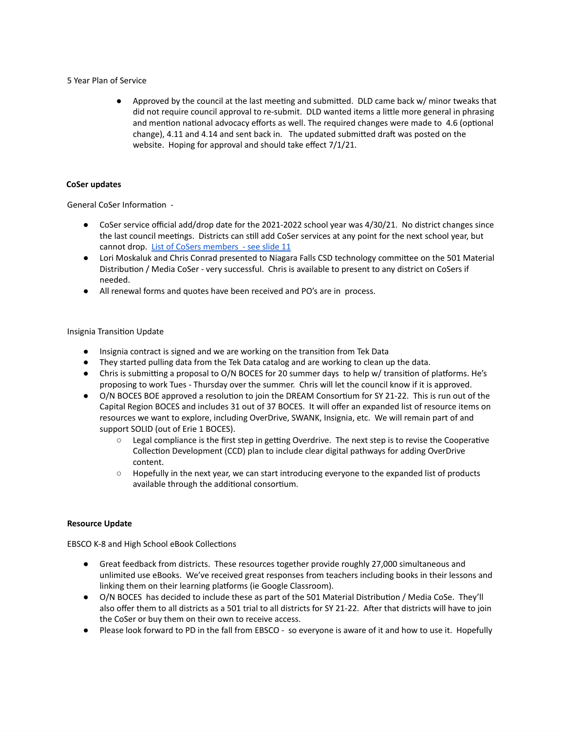5 Year Plan of Service

- Approved by the council at the last meeting and submitted. DLD came back w/ minor tweaks that did not require council approval to re-submit. DLD wanted items a little more general in phrasing and mention national advocacy efforts as well. The required changes were made to 4.6 (optional change), 4.11 and 4.14 and sent back in. The updated submitted draft was posted on the website. Hoping for approval and should take effect 7/1/21.

**CoSer updates**

General CoSer Information -

- CoSer service official add/drop date for the 2021-2022 school year was 4/30/21. No district changes since the last council meetings. Districts can still add CoSer services at any point for the next school year, but cannot drop. [List of CoSers members - see slide 11]
- Lori Moskaluk and Chris Conrad presented to Niagara Falls CSD technology committee on the 501 Material Distribution / Media CoSer - very successful. Chris is available to present to any district on CoSers if needed.
- All renewal forms and quotes have been received and PO's are in process.

Insignia Transition Update

- Insignia contract is signed and we are working on the transition from Tek Data
- They started pulling data from the Tek Data catalog and are working to clean up the data.
- Chris is submitting a proposal to O/N BOCES for 20 summer days to help w/ transition of platforms. He's proposing to work Tues - Thursday over the summer. Chris will let the council know if it is approved.
- O/N BOCES BOE approved a resolution to join the DREAM Consortium for SY 21-22. This is run out of the Capital Region BOCES and includes 31 out of 37 BOCES. It will offer an expanded list of resource items on resources we want to explore, including OverDrive, SWANK, Insignia, etc. We will remain part of and support SOLID (out of Erie 1 BOCES).
  - Legal compliance is the first step in getting Overdrive. The next step is to revise the Cooperative Collection Development (CCD) plan to include clear digital pathways for adding OverDrive content.
  - Hopefully in the next year, we can start introducing everyone to the expanded list of products available through the additional consortium.

**Resource Update**

EBSCO K-8 and High School eBook Collections

- Great feedback from districts. These resources together provide roughly 27,000 simultaneous and unlimited use eBooks. We've received great responses from teachers including books in their lessons and linking them on their learning platforms (ie Google Classroom).
- O/N BOCES has decided to include these as part of the 501 Material Distribution / Media CoSe. They'll also offer them to all districts as a 501 trial to all districts for SY 21-22. After that districts will have to join the CoSer or buy them on their own to receive access.
- Please look forward to PD in the fall from EBSCO - so everyone is aware of it and how to use it. Hopefully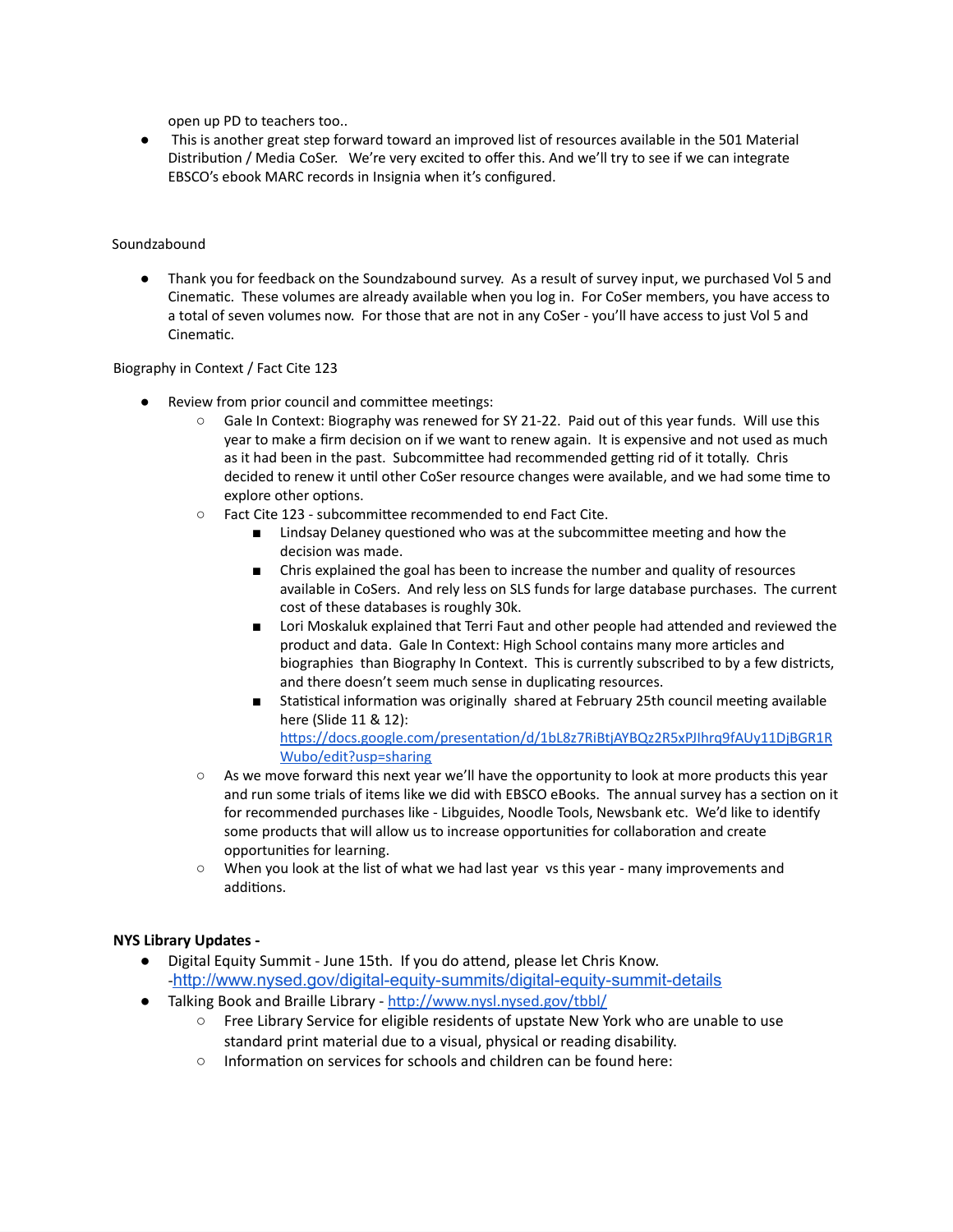open up PD to teachers too..

- This is another great step forward toward an improved list of resources available in the 501 Material Distribution / Media CoSer. We're very excited to offer this. And we'll try to see if we can integrate EBSCO's ebook MARC records in Insignia when it's configured.

Soundzabound

- Thank you for feedback on the Soundzabound survey. As a result of survey input, we purchased Vol 5 and Cinematic. These volumes are already available when you log in. For CoSer members, you have access to a total of seven volumes now. For those that are not in any CoSer - you'll have access to just Vol 5 and Cinematic.

Biography in Context / Fact Cite 123

- Review from prior council and committee meetings:
  - Gale In Context: Biography was renewed for SY 21-22. Paid out of this year funds. Will use this year to make a firm decision on if we want to renew again. It is expensive and not used as much as it had been in the past. Subcommittee had recommended getting rid of it totally. Chris decided to renew it until other CoSer resource changes were available, and we had some time to explore other options.
  - Fact Cite 123 - subcommittee recommended to end Fact Cite.
    - Lindsay Delaney questioned who was at the subcommittee meeting and how the decision was made.
    - Chris explained the goal has been to increase the number and quality of resources available in CoSers. And rely less on SLS funds for large database purchases. The current cost of these databases is roughly 30k.
    - Lori Moskaluk explained that Terri Faut and other people had attended and reviewed the product and data. Gale In Context: High School contains many more articles and biographies than Biography In Context. This is currently subscribed to by a few districts, and there doesn't seem much sense in duplicating resources.
    - Statistical information was originally shared at February 25th council meeting available here (Slide 11 & 12): https://docs.google.com/presentation/d/1bL8z7RiBtjAYBQz2R5xPJlhrq9fAUy11DjBGR1RWubo/edit?usp=sharing
  - As we move forward this next year we'll have the opportunity to look at more products this year and run some trials of items like we did with EBSCO eBooks. The annual survey has a section on it for recommended purchases like - Libguides, Noodle Tools, Newsbank etc. We'd like to identify some products that will allow us to increase opportunities for collaboration and create opportunities for learning.
  - When you look at the list of what we had last year vs this year - many improvements and additions.

**NYS Library Updates -**

- Digital Equity Summit - June 15th. If you do attend, please let Chris Know. -http://www.nysed.gov/digital-equity-summits/digital-equity-summit-details
- Talking Book and Braille Library - http://www.nysl.nysed.gov/tbbl/
  - Free Library Service for eligible residents of upstate New York who are unable to use standard print material due to a visual, physical or reading disability.
  - Information on services for schools and children can be found here: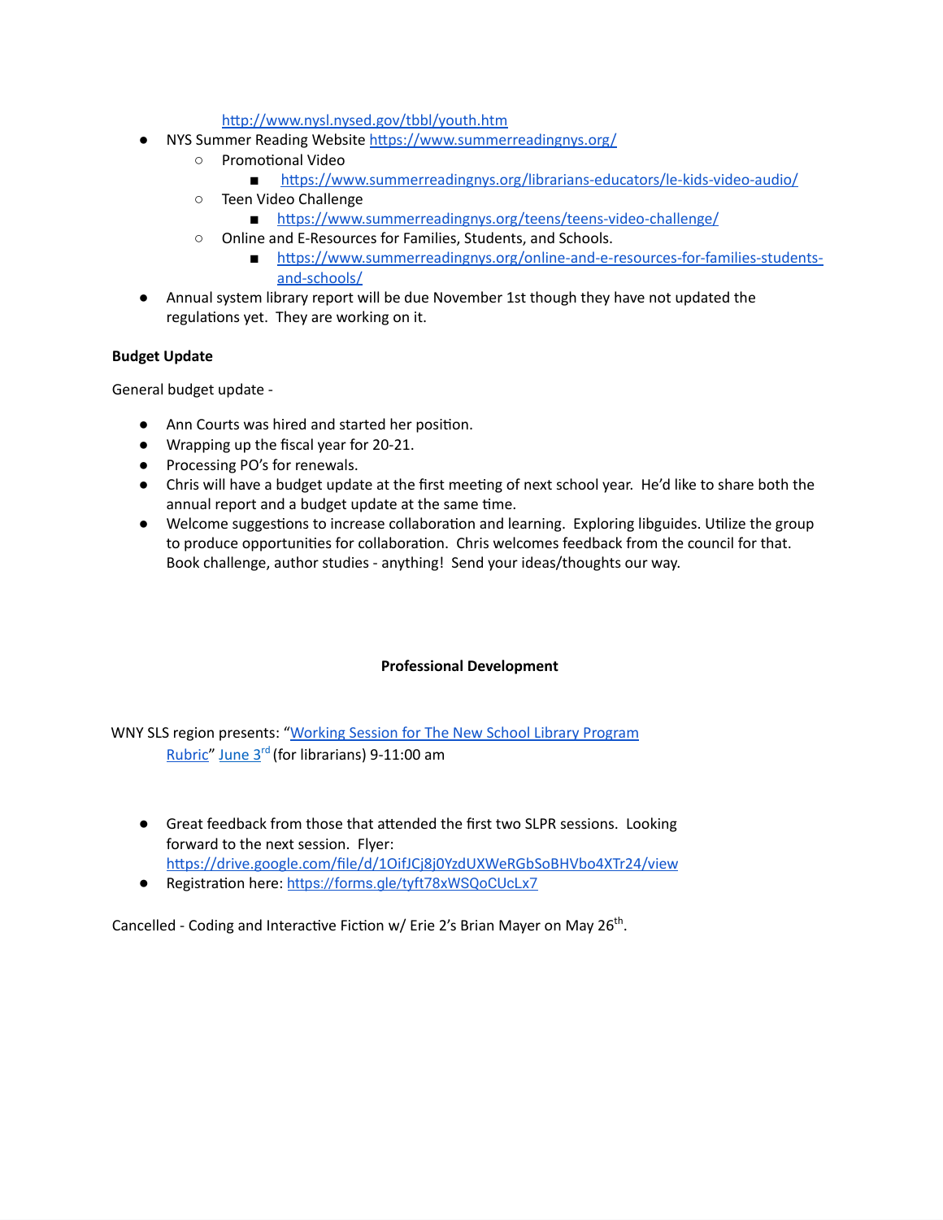http://www.nysl.nysed.gov/tbbl/youth.htm

- NYS Summer Reading Website https://www.summerreadingnys.org/
  - Promotional Video
    - https://www.summerreadingnys.org/librarians-educators/le-kids-video-audio/
  - Teen Video Challenge
    - https://www.summerreadingnys.org/teens/teens-video-challenge/
  - Online and E-Resources for Families, Students, and Schools.
    - https://www.summerreadingnys.org/online-and-e-resources-for-families-students-and-schools/
- Annual system library report will be due November 1st though they have not updated the regulations yet. They are working on it.

**Budget Update**

General budget update -

- Ann Courts was hired and started her position.
- Wrapping up the fiscal year for 20-21.
- Processing PO's for renewals.
- Chris will have a budget update at the first meeting of next school year. He'd like to share both the annual report and a budget update at the same time.
- Welcome suggestions to increase collaboration and learning. Exploring libguides. Utilize the group to produce opportunities for collaboration. Chris welcomes feedback from the council for that. Book challenge, author studies - anything! Send your ideas/thoughts our way.

**Professional Development**

WNY SLS region presents: "Working Session for The New School Library Program Rubric" June 3rd (for librarians) 9-11:00 am

- Great feedback from those that attended the first two SLPR sessions. Looking forward to the next session. Flyer: https://drive.google.com/file/d/1OifJCj8j0YzdUXWeRGbSoBHVbo4XTr24/view
- Registration here: https://forms.gle/tyft78xWSQoCUcLx7

Cancelled - Coding and Interactive Fiction w/ Erie 2's Brian Mayer on May 26th.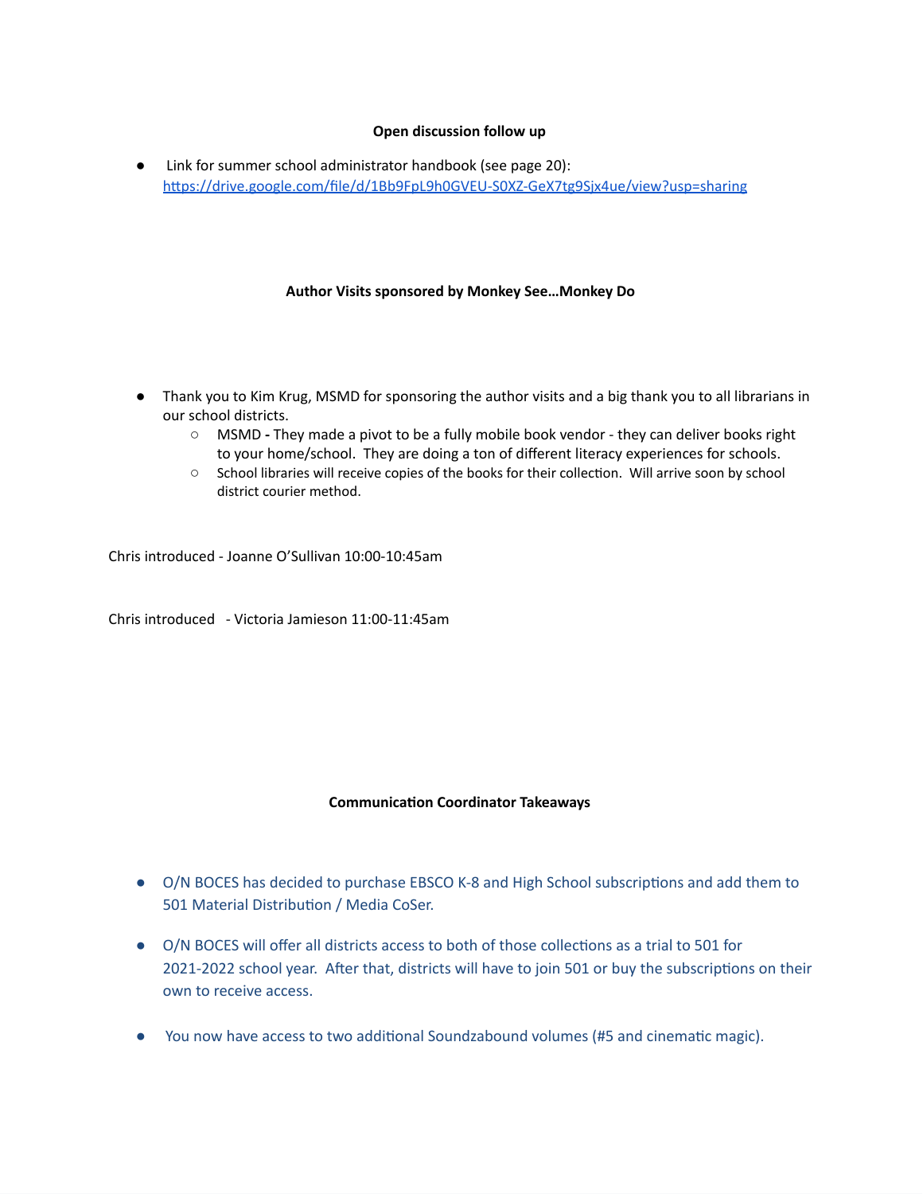**Open discussion follow up**

- Link for summer school administrator handbook (see page 20): https://drive.google.com/file/d/1Bb9FpL9h0GVEU-S0XZ-GeX7tg9Sjx4ue/view?usp=sharing

**Author Visits sponsored by Monkey See…Monkey Do**

- Thank you to Kim Krug, MSMD for sponsoring the author visits and a big thank you to all librarians in our school districts.
  - MSMD **-** They made a pivot to be a fully mobile book vendor - they can deliver books right to your home/school. They are doing a ton of different literacy experiences for schools.
  - School libraries will receive copies of the books for their collection. Will arrive soon by school district courier method.

Chris introduced - Joanne O'Sullivan 10:00-10:45am

Chris introduced - Victoria Jamieson 11:00-11:45am

**Communication Coordinator Takeaways**

- O/N BOCES has decided to purchase EBSCO K-8 and High School subscriptions and add them to 501 Material Distribution / Media CoSer.
- O/N BOCES will offer all districts access to both of those collections as a trial to 501 for 2021-2022 school year. After that, districts will have to join 501 or buy the subscriptions on their own to receive access.
- You now have access to two additional Soundzabound volumes (#5 and cinematic magic).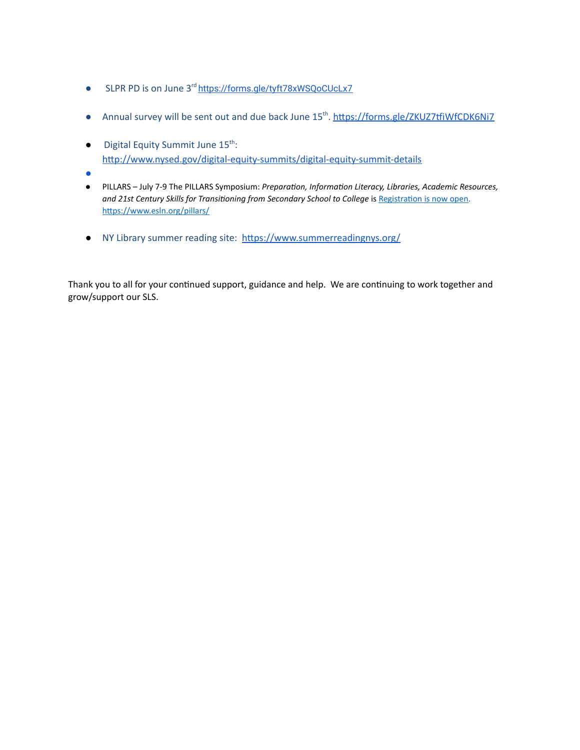- SLPR PD is on June 3rd https://forms.gle/tyft78xWSQoCUcLx7
- Annual survey will be sent out and due back June 15th. https://forms.gle/ZKUZ7tfiWfCDK6Ni7
- Digital Equity Summit June 15th: http://www.nysed.gov/digital-equity-summits/digital-equity-summit-details
- 
- PILLARS – July 7-9 The PILLARS Symposium: *Preparation, Information Literacy, Libraries, Academic Resources, and 21st Century Skills for Transitioning from Secondary School to College* is Registration is now open. https://www.esln.org/pillars/
- NY Library summer reading site: https://www.summerreadingnys.org/

Thank you to all for your continued support, guidance and help. We are continuing to work together and grow/support our SLS.